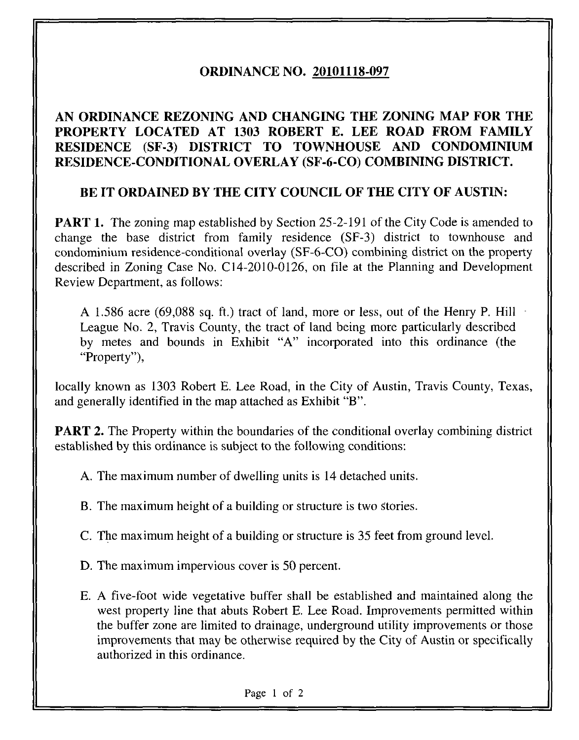# ORDINANCE NO. 20101118-097

## AN ORDINANCE REZONING AND CHANGING THE ZONING MAP FOR THE PROPERTY LOCATED AT 1303 ROBERT E. LEE ROAD FROM FAMILY RESIDENCE (SF-3) DISTRICT TO TOWNHOUSE AND CONDOMINIUM RESIDENCE-CONDITIONAL OVERLAY (SF-6-CO) COMBINING DISTRICT.

## BE IT ORDAINED BY THE CITY COUNCIL OF THE CITY OF AUSTIN:

**PART 1.** The zoning map established by Section 25-2-191 of the City Code is amended to change the base district from family residence (SF-3) district to townhouse and condominium residence-conditional overlay (SF-6-CO) combining district on the property described in Zoning Case No. C14-2010-0126, on file at the Planning and Development Review Department, as follows:

> A 1.586 acre (69,088 sq. ft.) tract of land, more or less, out of the Henry P. Hill League No. 2, Travis County, the tract of land being more particularly described by metes and bounds in Exhibit "A" incorporated into this ordinance (the "Property"),

locally known as 1303 Robert E. Lee Road, in the City of Austin, Travis County, Texas, and generally identified in the map attached as Exhibit "B".

**PART 2.** The Property within the boundaries of the conditional overlay combining district established by this ordinance is subject to the following conditions:

A. The maximum number of dwelling units is 14 detached units.

B. The maximum height of a building or structure is two stories.

C. The maximum height of a building or structure is 35 feet from ground level.

D. The maximum impervious cover is 50 percent.

E. A five-foot wide vegetative buffer shall be established and maintained along the west property line that abuts Robert E. Lee Road. Improvements permitted within the buffer zone are limited to drainage, underground utility improvements or those improvements that may be otherwise required by the City of Austin or specifically authorized in this ordinance.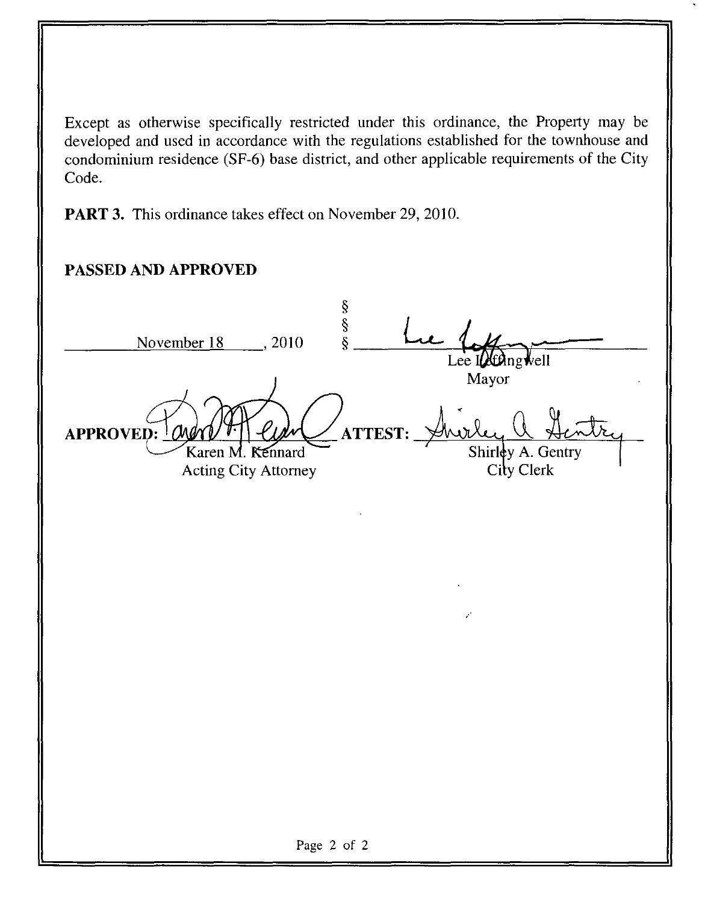Except as otherwise specifically restricted under this ordinance, the Property may be developed and used in accordance with the regulations established for the townhouse and condominium residence (SF-6) base district, and other applicable requirements of the City Code.

**PART 3.** This ordinance takes effect on November 29, 2010.

**PASSED AND APPROVED**

November 18, 2010 § § §

Lee Leffingwell
Mayor

**APPROVED:** Karen M. Kennard
Acting City Attorney

**ATTEST:** Shirley A. Gentry
City Clerk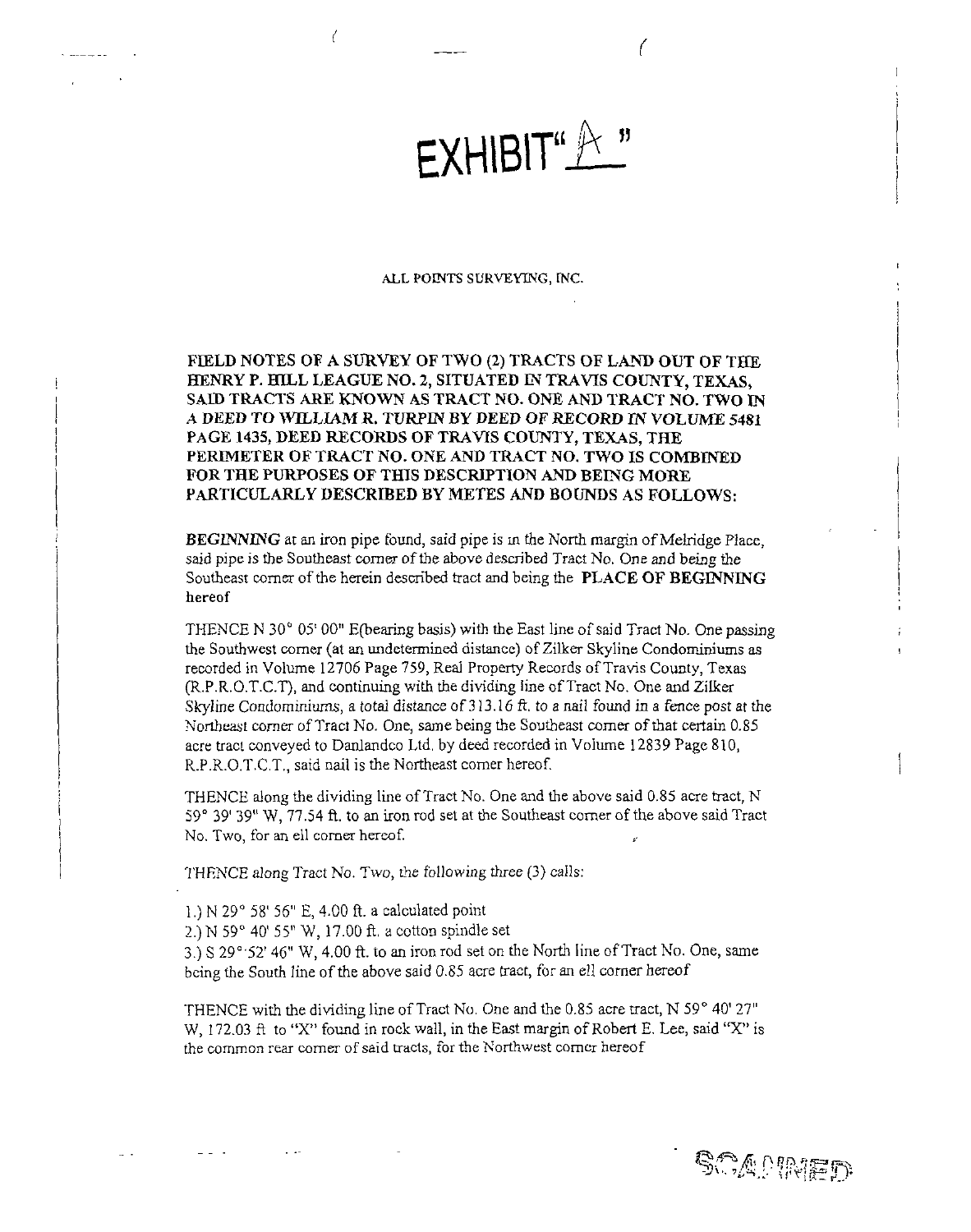# EXHIBIT "A"

ALL POINTS SURVEYING, INC.

**FIELD NOTES OF A SURVEY OF TWO (2) TRACTS OF LAND OUT OF THE HENRY P. HILL LEAGUE NO. 2, SITUATED IN TRAVIS COUNTY, TEXAS, SAID TRACTS ARE KNOWN AS TRACT NO. ONE AND TRACT NO. TWO IN *A DEED TO WILLIAM R. TURPIN BY DEED OF RECORD IN VOLUME 5481* PAGE 1435, DEED RECORDS OF TRAVIS COUNTY, TEXAS, THE PERIMETER OF TRACT NO. ONE AND TRACT NO. TWO IS COMBINED FOR THE PURPOSES OF THIS DESCRIPTION AND BEING MORE PARTICULARLY DESCRIBED BY METES AND BOUNDS AS FOLLOWS:**

***BEGINNING*** at an iron pipe found, said pipe is in the North margin of Melridge Place, said pipe is the Southeast corner of the above described Tract No. One and being the Southeast corner of the herein described tract and being the **PLACE OF BEGINNING hereof**

THENCE N 30° 05' 00" E(bearing basis) with the East line of said Tract No. One passing the Southwest corner (at an undetermined distance) of Zilker Skyline Condominiums as recorded in Volume 12706 Page 759, Real Property Records of Travis County, Texas (R.P.R.O.T.C.T), and continuing with the dividing line of Tract No. One and Zilker Skyline Condominiums, a total distance of 313.16 ft. to a nail found in a fence post at the Northeast corner of Tract No. One, same being the Southeast corner of that certain 0.85 acre tract conveyed to Danlandco Ltd. by deed recorded in Volume 12839 Page 810, R.P.R.O.T.C.T., said nail is the Northeast corner hereof.

THENCE along the dividing line of Tract No. One and the above said 0.85 acre tract, N 59° 39' 39" W, 77.54 ft. to an iron rod set at the Southeast corner of the above said Tract No. Two, for an ell corner hereof.

THENCE along Tract No. Two, the following three (3) calls:

1.) N 29° 58' 56" E, 4.00 ft. a calculated point
2.) N 59° 40' 55" W, 17.00 ft. a cotton spindle set
3.) S 29° 52' 46" W, 4.00 ft. to an iron rod set on the North line of Tract No. One, same being the South line of the above said 0.85 acre tract, for an ell corner hereof

THENCE with the dividing line of Tract No. One and the 0.85 acre tract, N 59° 40' 27" W, 172.03 ft to "X" found in rock wall, in the East margin of Robert E. Lee, said "X" is the common rear corner of said tracts, for the Northwest corner hereof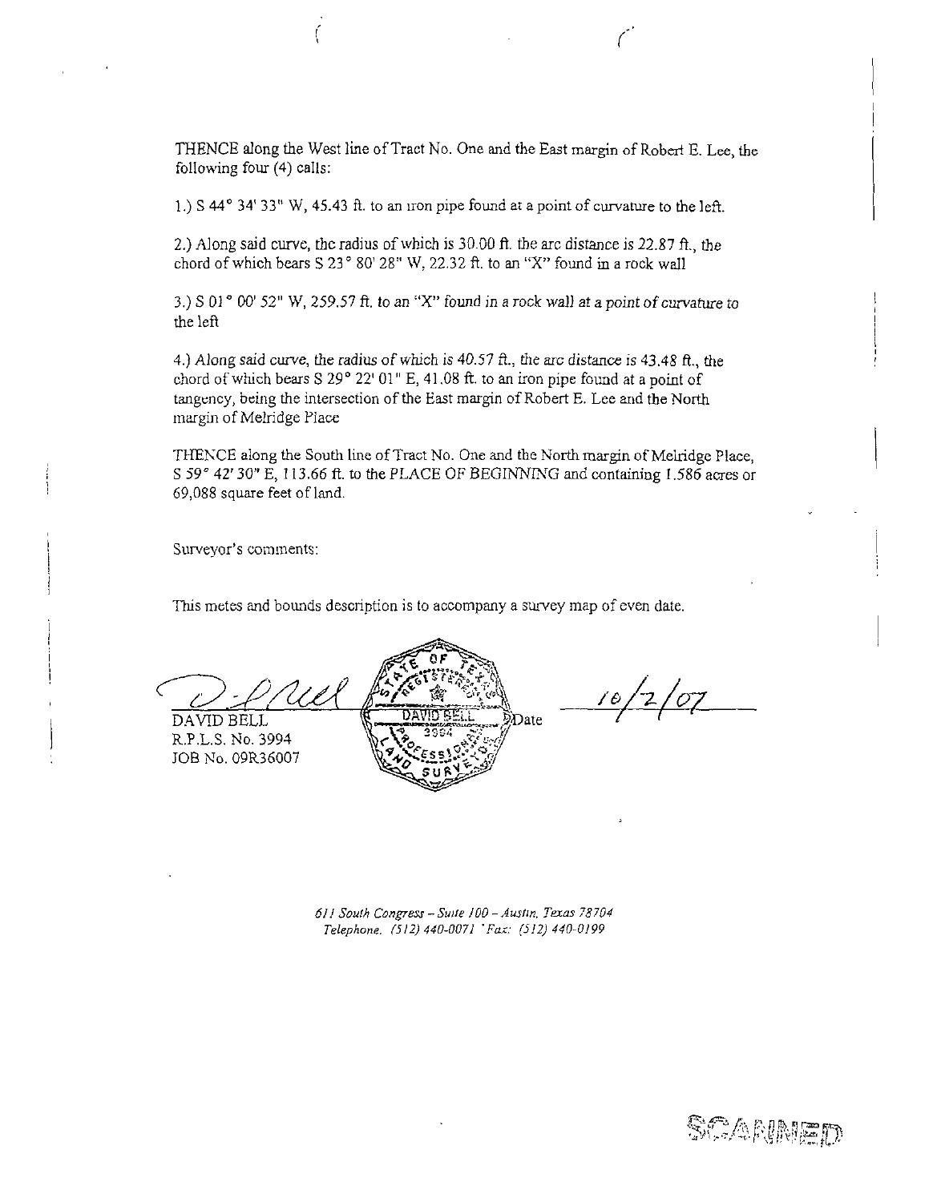THENCE along the West line of Tract No. One and the East margin of Robert E. Lee, the following four (4) calls:

1.) S 44° 34' 33" W, 45.43 ft. to an iron pipe found at a point of curvature to the left.

2.) Along said curve, the radius of which is 30.00 ft. the arc distance is 22.87 ft., the chord of which bears S 23° 80' 28" W, 22.32 ft. to an "X" found in a rock wall

3.) S 01° 00' 52" W, 259.57 ft. to an "X" found in a rock wall at a point of curvature to the left

4.) Along said curve, the radius of which is 40.57 ft., the arc distance is 43.48 ft., the chord of which bears S 29° 22' 01" E, 41.08 ft. to an iron pipe found at a point of tangency, being the intersection of the East margin of Robert E. Lee and the North margin of Melridge Place

THENCE along the South line of Tract No. One and the North margin of Melridge Place, S 59° 42' 30" E, 113.66 ft. to the PLACE OF BEGINNING and containing 1.586 acres or 69,088 square feet of land.

Surveyor's comments:

This metes and bounds description is to accompany a survey map of even date.

DAVID BELL
R.P.L.S. No. 3994
JOB No. 09R36007

Date 10/2/07

*611 South Congress – Suite 100 – Austin, Texas 78704*
*Telephone. (512) 440-0071 · Fax: (512) 440-0199*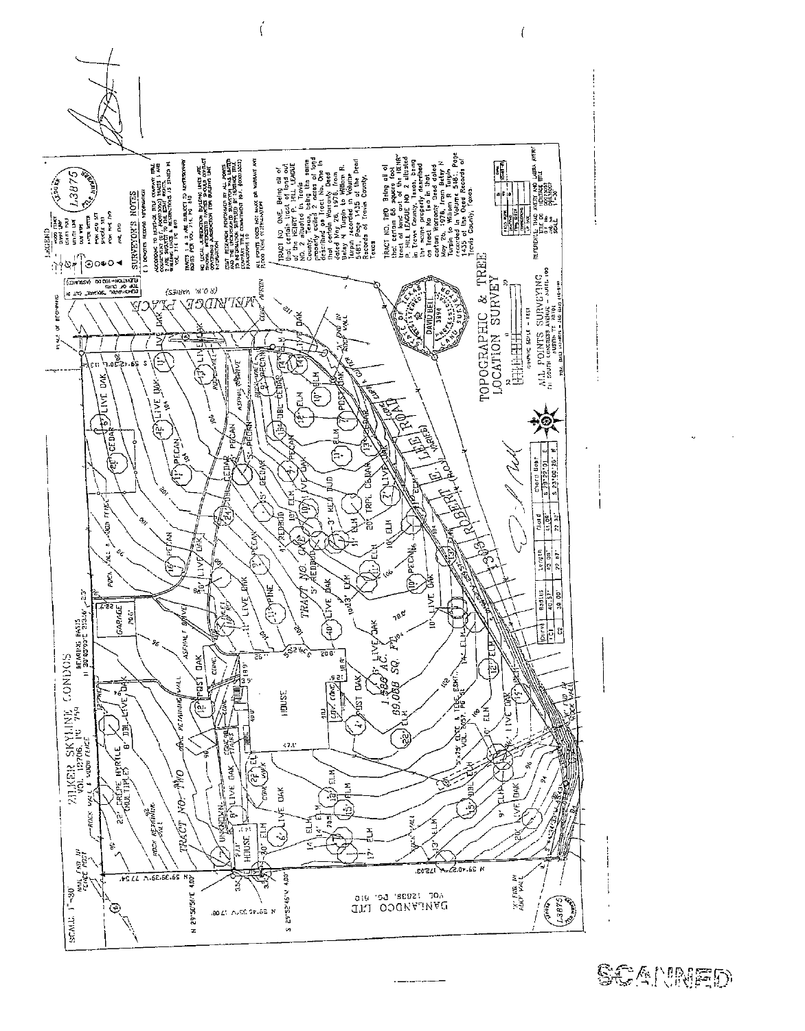# TOPOGRAPHIC & TREE LOCATION SURVEY

SCALE 1"=30'

ZILKER SKYLINE CONDOS
VOL. 12706, PG. 749

DANLANDCO LTD
VOL. 12038, PG. 610

MELRIDGE PLACE (R.O.W. VARIES)

ROBERT E. LEE ROAD (R.O.W. VARIES)

TRACT NO. ONE

TRACT NO. TWO

1.986 AC.
89,088 SQ. FT.

HOUSE

HOUSE 2

GARAGE

## LEGEND

## SURVEYOR'S NOTES

TRACT NO. ONE: Being all of that certain tract of land out of the HENRY P. HILL LEAGUE NO. 2 situated in Travis County, Texas, being the same property called 2 acres of land described as Tract No. One in that certain Warranty Deed dated May 26, 1976, from Betsy N. Turpin to William R. Turpin, recorded in Volume 5481, Page 1435 of the Deed Records of Travis County, Texas.

TRACT NO. TWO: Being all of that certain 68 square foot tract of land out of the HENRY P. HILL LEAGUE NO. 2 situated in Travis County, Texas, being the same property described as Tract No. Two in that certain Warranty Deed dated May 26, 1976, from Betsy N. Turpin to William R. Turpin recorded in Volume 5481, Page 1435 of the Deed Records of Travis County, Texas.

| Curve | Radius | Length | Chord | Chord Bear |
|---|---|---|---|---|
| C1 | 40.57' | 62.08' | 56.08' | S 29°22'01" E |
| C2 | 30.00' | 72.87' | 72.31' | S 23°00'20" W |

DAVID BELL
3994

ALL POINTS SURVEYING
1714 SOUTH CONGRESS AVENUE, SUITE 100
AUSTIN, TX 78704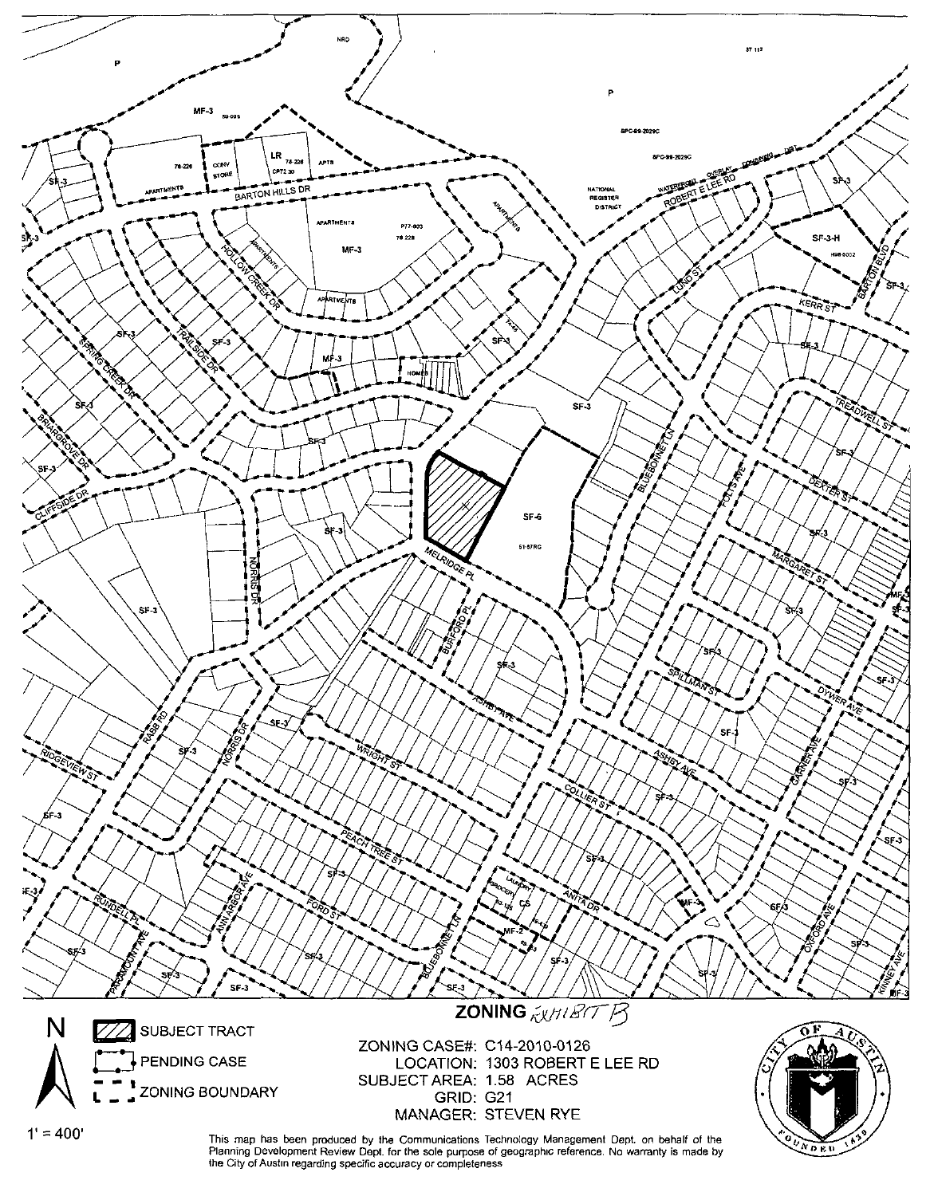**ZONING** EXHIBIT B

SUBJECT TRACT

PENDING CASE

ZONING BOUNDARY

ZONING CASE#: C14-2010-0126
LOCATION: 1303 ROBERT E LEE RD
SUBJECT AREA: 1.58 ACRES
GRID: G21
MANAGER: STEVEN RYE

1' = 400'

This map has been produced by the Communications Technology Management Dept. on behalf of the Planning Development Review Dept. for the sole purpose of geographic reference. No warranty is made by the City of Austin regarding specific accuracy or completeness.